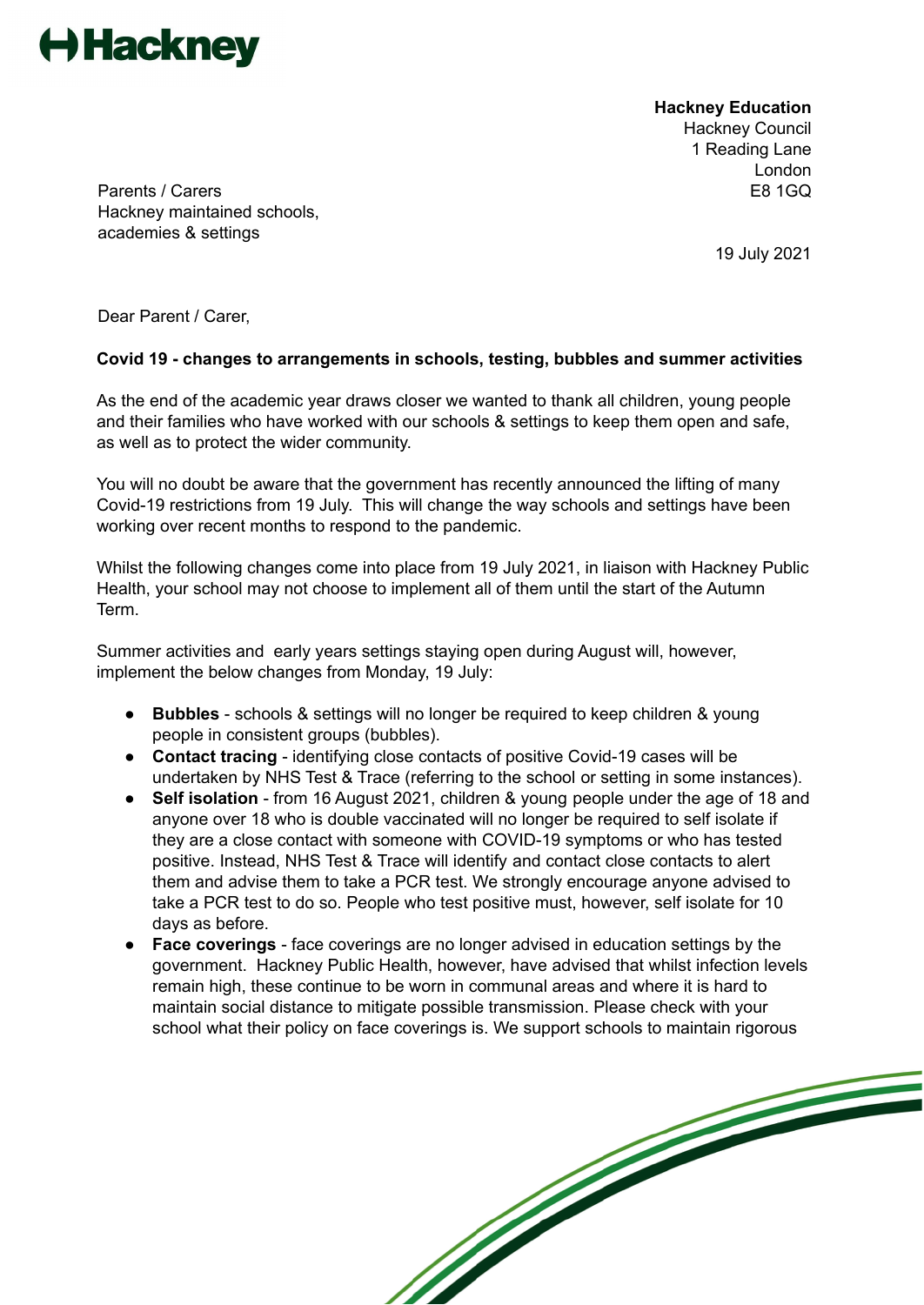**Hackney**

**Hackney Education**
Hackney Council
1 Reading Lane
London
E8 1GQ

Parents / Carers
Hackney maintained schools,
academies & settings

19 July 2021

Dear Parent / Carer,

**Covid 19 - changes to arrangements in schools, testing, bubbles and summer activities**

As the end of the academic year draws closer we wanted to thank all children, young people and their families who have worked with our schools & settings to keep them open and safe, as well as to protect the wider community.

You will no doubt be aware that the government has recently announced the lifting of many Covid-19 restrictions from 19 July. This will change the way schools and settings have been working over recent months to respond to the pandemic.

Whilst the following changes come into place from 19 July 2021, in liaison with Hackney Public Health, your school may not choose to implement all of them until the start of the Autumn Term.

Summer activities and early years settings staying open during August will, however, implement the below changes from Monday, 19 July:

- **Bubbles** - schools & settings will no longer be required to keep children & young people in consistent groups (bubbles).
- **Contact tracing** - identifying close contacts of positive Covid-19 cases will be undertaken by NHS Test & Trace (referring to the school or setting in some instances).
- **Self isolation** - from 16 August 2021, children & young people under the age of 18 and anyone over 18 who is double vaccinated will no longer be required to self isolate if they are a close contact with someone with COVID-19 symptoms or who has tested positive. Instead, NHS Test & Trace will identify and contact close contacts to alert them and advise them to take a PCR test. We strongly encourage anyone advised to take a PCR test to do so. People who test positive must, however, self isolate for 10 days as before.
- **Face coverings** - face coverings are no longer advised in education settings by the government. Hackney Public Health, however, have advised that whilst infection levels remain high, these continue to be worn in communal areas and where it is hard to maintain social distance to mitigate possible transmission. Please check with your school what their policy on face coverings is. We support schools to maintain rigorous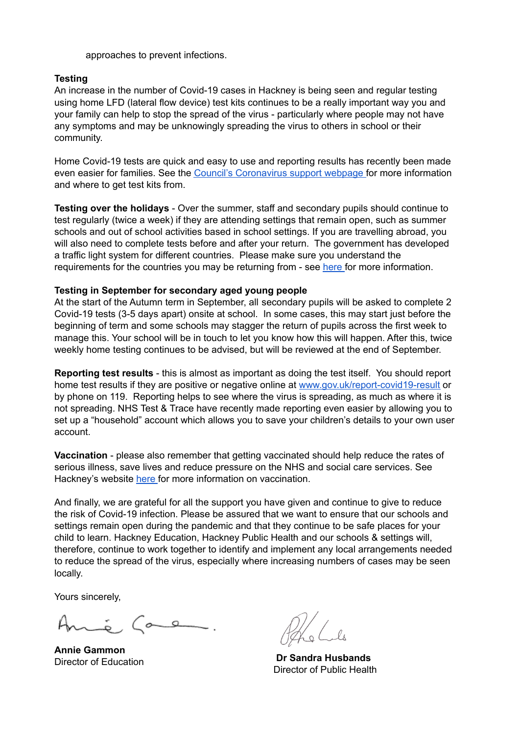approaches to prevent infections.

**Testing**

An increase in the number of Covid-19 cases in Hackney is being seen and regular testing using home LFD (lateral flow device) test kits continues to be a really important way you and your family can help to stop the spread of the virus - particularly where people may not have any symptoms and may be unknowingly spreading the virus to others in school or their community.

Home Covid-19 tests are quick and easy to use and reporting results has recently been made even easier for families. See the Council's Coronavirus support webpage for more information and where to get test kits from.

**Testing over the holidays** - Over the summer, staff and secondary pupils should continue to test regularly (twice a week) if they are attending settings that remain open, such as summer schools and out of school activities based in school settings. If you are travelling abroad, you will also need to complete tests before and after your return. The government has developed a traffic light system for different countries. Please make sure you understand the requirements for the countries you may be returning from - see here for more information.

**Testing in September for secondary aged young people**

At the start of the Autumn term in September, all secondary pupils will be asked to complete 2 Covid-19 tests (3-5 days apart) onsite at school. In some cases, this may start just before the beginning of term and some schools may stagger the return of pupils across the first week to manage this. Your school will be in touch to let you know how this will happen. After this, twice weekly home testing continues to be advised, but will be reviewed at the end of September.

**Reporting test results** - this is almost as important as doing the test itself. You should report home test results if they are positive or negative online at www.gov.uk/report-covid19-result or by phone on 119. Reporting helps to see where the virus is spreading, as much as where it is not spreading. NHS Test & Trace have recently made reporting even easier by allowing you to set up a "household" account which allows you to save your children's details to your own user account.

**Vaccination** - please also remember that getting vaccinated should help reduce the rates of serious illness, save lives and reduce pressure on the NHS and social care services. See Hackney's website here for more information on vaccination.

And finally, we are grateful for all the support you have given and continue to give to reduce the risk of Covid-19 infection. Please be assured that we want to ensure that our schools and settings remain open during the pandemic and that they continue to be safe places for your child to learn. Hackney Education, Hackney Public Health and our schools & settings will, therefore, continue to work together to identify and implement any local arrangements needed to reduce the spread of the virus, especially where increasing numbers of cases may be seen locally.

Yours sincerely,

**Annie Gammon**
Director of Education

**Dr Sandra Husbands**
Director of Public Health